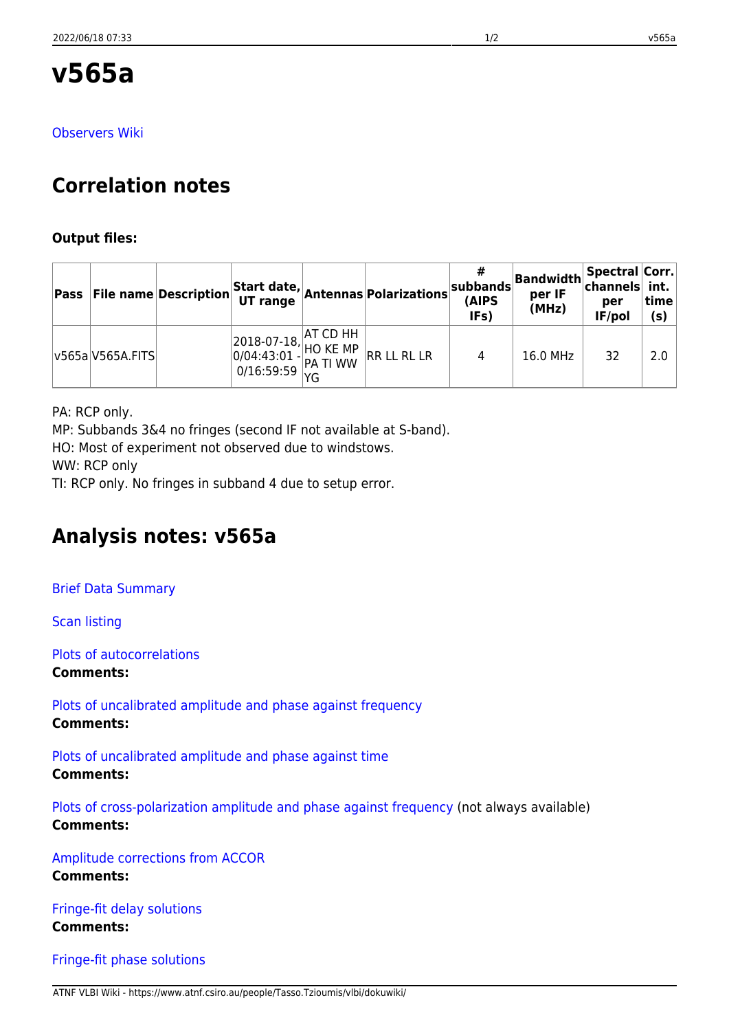# v565a

Observers Wiki

## Correlation notes

**Output files:**

| Pass | File name | Description | Start date, UT range | Antennas | Polarizations | # subbands (AIPS IFs) | Bandwidth per IF (MHz) | Spectral channels per IF/pol | Corr. int. time (s) |
|---|---|---|---|---|---|---|---|---|---|
| v565a | V565A.FITS | | 2018-07-18, 0/04:43:01 - 0/16:59:59 | AT CD HH HO KE MP PA TI WW YG | RR LL RL LR | 4 | 16.0 MHz | 32 | 2.0 |

PA: RCP only.
MP: Subbands 3&4 no fringes (second IF not available at S-band).
HO: Most of experiment not observed due to windstows.
WW: RCP only
TI: RCP only. No fringes in subband 4 due to setup error.

## Analysis notes: v565a

Brief Data Summary

Scan listing

Plots of autocorrelations
**Comments:**

Plots of uncalibrated amplitude and phase against frequency
**Comments:**

Plots of uncalibrated amplitude and phase against time
**Comments:**

Plots of cross-polarization amplitude and phase against frequency (not always available)
**Comments:**

Amplitude corrections from ACCOR
**Comments:**

Fringe-fit delay solutions
**Comments:**

Fringe-fit phase solutions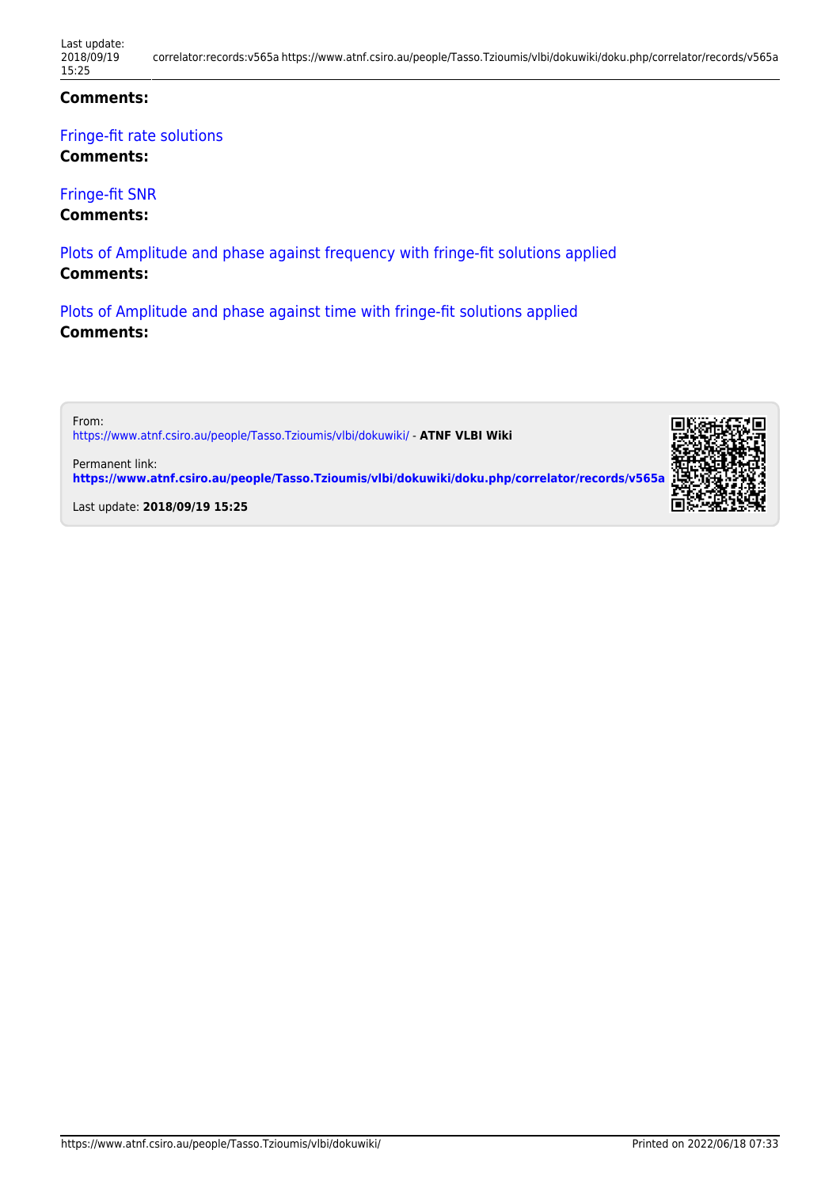**Comments:**

Fringe-fit rate solutions

**Comments:**

Fringe-fit SNR

**Comments:**

Plots of Amplitude and phase against frequency with fringe-fit solutions applied

**Comments:**

Plots of Amplitude and phase against time with fringe-fit solutions applied

**Comments:**

From:
https://www.atnf.csiro.au/people/Tasso.Tzioumis/vlbi/dokuwiki/ - **ATNF VLBI Wiki**

Permanent link:
**https://www.atnf.csiro.au/people/Tasso.Tzioumis/vlbi/dokuwiki/doku.php/correlator/records/v565a**

Last update: **2018/09/19 15:25**